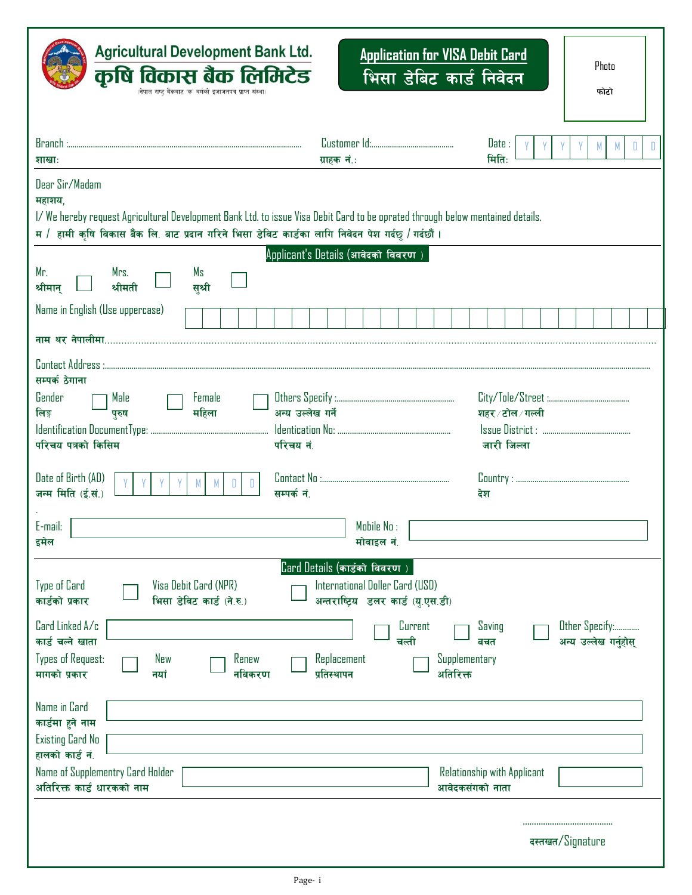# Agricultural Development Bank Ltd.
# कृषि विकास बैंक लिमिटेड

(नेपाल राष्ट्र बैंकबाट 'क' वर्गको इजाजतपत्र प्राप्त संस्था)

## Application for VISA Debit Card
## भिसा डेबिट कार्ड निवेदन

Photo
फोटो

Branch :............................................................................................................ शाखा:

Customer Id:........................................ ग्राहक नं.:

Date : | Y | Y | Y | Y | M | M | D | D | मिति:

Dear Sir/Madam
महाशय,

I/ We hereby request Agricultural Development Bank Ltd. to issue Visa Debit Card to be oprated through below mentained details.
म / हामी कृषि विकास बैंक लि. बाट प्रदान गरिने भिसा डेबिट कार्डका लागि निवेदन पेश गर्दछु / गर्दछौं ।

### Applicant's Details (आवेदको विवरण )

Mr. श्रीमान् ☐ Mrs. श्रीमती ☐ Ms सुश्री ☐

Name in English (Use uppercase) | | | | | | | | | | | | | | | | | | | | | | | | | | |

नाम थर नेपालीमा......................................................................................................................................................................

Contact Address :........................................................................................................................................................................
सम्पर्क ठेगाना

Gender लिङ्ग Male पुरुष ☐ Female महिला ☐ Others Specify :........................................................ अन्य उल्लेख गर्ने

City/Tole/Street :...................................... शहर/टोल/गल्ली

Identification Document Type: ........................................................ परिचय पत्रको किसिम

Idenfication No: ...................................................... परिचय नं.

Issue District : .......................................... जारी जिल्ला

Date of Birth (AD) जन्म मिति (ई.सं.) | Y | Y | Y | Y | M | M | D | D |

Contact No :............................................................ सम्पर्क नं.

Country : ...................................................... देश

E-mail: इमेल ________________________

Mobile No : मोवाइल नं. ________________________

### Card Details (कार्डको विवरण )

Type of Card कार्डको प्रकार ☐ Visa Debit Card (NPR) भिसा डेबिट कार्ड (ने.रु.) ☐ International Doller Card (USD) अन्तराष्ट्रिय डलर कार्ड (यु.एस.डी)

Card Linked A/c कार्ड चल्ने खाता ________________________ ☐ Current चल्ती ☐ Saving बचत ☐ Other Specify:............ अन्य उल्लेख गर्नुहोस्

Types of Request: मागको प्रकार ☐ New नयां ☐ Renew नविकरण ☐ Replacement प्रतिस्थापन ☐ Supplementary अतिरिक्त

Name in Card कार्डमा हुने नाम ________________________

Existing Card No हालको कार्ड नं. ________________________

Name of Supplementry Card Holder अतिरिक्त कार्ड धारकको नाम ________________________

Relationship with Applicant आवेदकसंगको नाता ____________

........................................
दस्तखत/Signature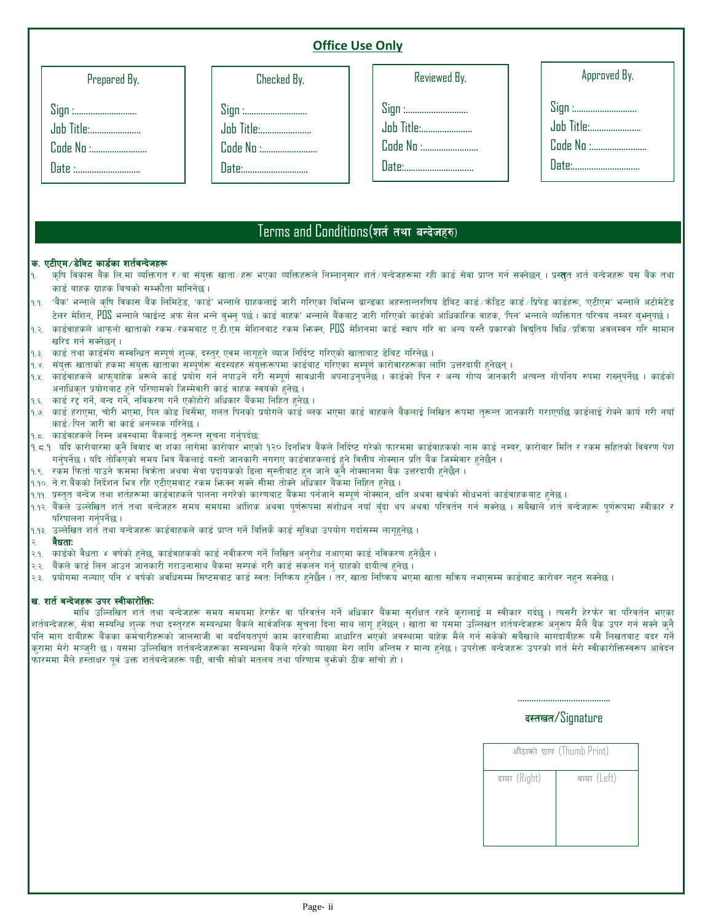## Office Use Only

| Prepared By, | Checked By, | Reviewed By, | Approved By, |
|---|---|---|---|
| Sign :......................... | Sign :......................... | Sign :......................... | Sign :......................... |
| Job Title:.................... | Job Title:.................... | Job Title:.................... | Job Title:.................... |
| Code No :...................... | Code No :...................... | Code No :...................... | Code No :...................... |
| Date :.......................... | Date:.......................... | Date:............................ | Date:........................... |

## Terms and Conditions(शर्त तथा बन्देजहरु)

**क. एटीएम/डेबिट कार्डका शर्तबन्देजहरू**

१. कृषि विकास बैंक लि.मा व्यक्तिगत र/वा संयुक्त खाता/हरू भएका व्यक्तिहरूले निम्नानुसार शर्त/बन्देजहरूमा रही कार्ड सेवा प्राप्त गर्न सक्नेछन् । प्रस्तुत शर्त बन्देजहरू यस बैंक तथा कार्ड वाहक ग्राहक बिचको सम्झौता मानिनेछ ।

१.१. 'बैंक' भन्नाले कृषि विकास बैंक लिमिटेड, 'कार्ड' भन्नाले ग्राहकलाई जारी गरिएका विभिन्न ब्रान्डका अहस्तान्तरणिय डेबिट कार्ड/क्रेडिट कार्ड/प्रिपेड कार्डहरू, 'एटीएम' भन्नाले अटोमेटेड टेलर मेशिन, POS भन्नाले प्वाईन्ट अफ सेल भन्ने बुभ्नु पर्छ । कार्ड वाहक' भन्नाले बैंकबाट जारी गरिएको कार्डको आधिकारिक वाहक, 'पिन' भन्नाले व्यक्तिगत परिचय नम्बर बुभ्नुपर्छ ।

१.२. कार्डवाहकले आफ्नो खाताको रकम/रकमबाट ए.टी.एम मेशिनबाट रकम झिक्न, POS मेशिनमा कार्ड स्वाप गरि वा अन्य यस्तै प्रकारको विद्युतिय विधि/प्रक्रिया अवलम्बन गरि सामान खरिद गर्न सक्नेछन् ।

१.३. कार्ड तथा कार्डसँग सम्बन्धित सम्पूर्ण शुल्क, दस्तुर एवम लागूहुने ब्याज निर्दिष्ट गरिएको खाताबाट डेबिट गरिनेछ ।

१.४. संयुक्त खाताको हकमा संयुक्त खाताका सम्पूर्णरू सदस्यहरु संयुक्तरूपमा कार्डबाट गरिएका सम्पूर्ण कारोबारहरूका लागि उत्तरदायी हुनेछन् ।

१.५. कार्डवाहकले आफुबाहेक अरूले कार्ड प्रयोग गर्न नपाउने गरी सम्पूर्ण सावधानी अपनाउनुपर्नेछ । कार्डको पिन र अन्य गोप्य जानकारी अत्यन्त गोपनिय रुपमा राख्नुपर्नेछ । कार्डको अनाधिकृत प्रयोगबाट हुने परिणामको जिम्मेवारी कार्ड वाहक स्वयंको हुनेछ ।

१.६. कार्ड रद्द गर्ने, बन्द गर्ने, नविकरण गर्ने एकोहोरो अधिकार बैंकमा निहित हुनेछ ।

१.७. कार्ड हराएमा, चोरी भएमा, पिन कोड बिर्सेमा, गलत पिनको प्रयोगले कार्ड ब्लक भएमा कार्ड वाहकले बैंकलाई लिखित रूपमा तुरुन्त जानकारी गराएपछि कार्डलाई रोक्ने कार्य गरी नयाँ कार्ड/पिन जारी वा कार्ड अनब्लक गरिनेछ ।

१.८. कार्डवाहकले निम्न अवस्थामा बैंकलाई तुरुन्त सूचना गर्नुपर्दछ:

१.८.१ यदि कारोबारमा कुनै विवाद वा शंका लागेमा कारोबार भएको १२० दिनभित्र बैंकले निर्दिष्ट गरेको फारममा कार्डवाहकको नाम कार्ड नम्बर, कारोबार मिति र रकम सहितको विवरण पेश गर्नुपर्नेछ । यदि तोकिएको समय भित्र बैंकलाई यस्तो जानकारी नगराए कार्डवाहकलाई हुने वित्तीय नोक्सान प्रति बैंक जिम्मेवार हुनेछैन ।

१.९. रकम फिर्ता पाउने क्रममा विक्रेता अथवा सेवा प्रदायकको ढिला सुस्तीबाट हुन जाने कुनै नोक्सानमा बैंक उत्तरदायी हुनेछैन ।

१.१०. ने.रा.बैंकको निर्देशन भित्र रहि एटीएमबाट रकम झिक्न सक्ने सीमा तोक्ने अधिकार बैंकमा निहित हुनेछ ।

१.११. प्रस्तुत बन्देज तथा शर्तहरूमा कार्डवाहकले पालना नगरेको कारणबाट बैंकमा पर्नजाने सम्पूर्ण नोक्सान, क्षति अथवा खर्चको सोधभर्ना कार्डवाहकबाट हुनेछ ।

१.१२. बैंकले उल्लेखित शर्त तथा बन्देजहरु समय समयमा आंशिक अथवा पूर्णरूपमा संशोधन नयाँ बुँदा थप अथवा परिवर्तन गर्न सक्नेछ । सबैखाले शर्त बन्देजहरू पूर्णरूपमा स्वीकार र परिपालना गर्नुपर्नेछ ।

१.१३. उल्लेखित शर्त तथा बन्देजहरू कार्डवाहकले कार्ड प्राप्त गर्ने बित्तिकै कार्ड सुविधा उपयोग गर्दासम्म लागूहुनेछ ।

२. **वैधता:**

२.१. कार्डको वैधता ४ वर्षको हुनेछ, कार्डवाहकको कार्ड नवीकरण गर्ने लिखित अनुरोध नआएमा कार्ड नविकरण हुनेछैन ।

२.२. बैंकले कार्ड लिन आउन जानकारी गराउनासाथ बैंकमा सम्पर्क गरी कार्ड संकलन गर्नु ग्राहको दायीत्व हुनेछ ।

२.३. प्रयोगमा नल्याए पनि ४ वर्षको अवधिसम्म सिष्टमबाट कार्ड स्वतः निष्क्रिय हुनेछैन । तर, खाता निष्क्रिय भएमा खाता सक्रिय नभएसम्म कार्डबाट कारोबार नहुन सक्नेछ ।

**ख. शर्त बन्देजहरू उपर स्वीकारोक्तिः**

माथि उल्लिखित शर्त तथा बन्देजहरू समय समयमा हेरफेर वा परिवर्तन गर्ने अधिकार बैंकमा सुरक्षित रहने कुरालाई म स्वीकार गर्दछु । त्यसरी हेरफेर वा परिवर्तन भएका शर्तबन्देजहरू, सेवा सम्बन्धि शुल्क तथा दस्तुरहरु सम्बन्धमा बैंकले सार्वजनिक सुचना दिना साथ लागू हुनेछन् । खाता वा यसमा उल्लिखत शर्तबन्देजहरू अनुरूप मैलै बैंक उपर गर्न सक्ने कुनै पनि माग दावीहरू बैंकका कर्मचारीहरूको जालसाजी वा बदनियतपूर्ण काम कारबाहीमा आधारित भएको अवस्थामा बाहेक मैले गर्न सकेको सबैखाले मागदावीहरू यसै लिखतबाट बदर गर्ने कुरामा मेरो मञ्जुरी छ । यसमा उल्लिखित शर्तबन्देजहरूका सम्बन्धमा बैंकले गरेको व्याख्या मेरा लागि अन्तिम र मान्य हुनेछ । उपरोक्त बन्देजहरू उपरको शर्त मेरो स्वीकारोक्तिस्वरूप आवेदन फारममा मैले हस्ताक्षर पूर्व उक्त शर्तबन्देजहरू पढी, वाची सोको मतलब तथा परिणाम बुझेको ठीक साँचो हो ।

.........................................

**दस्तखत**/Signature

| औंठाको छाप (Thumb Print) | |
|---|---|
| दाया (Right) | बाया (Left) |
| | |